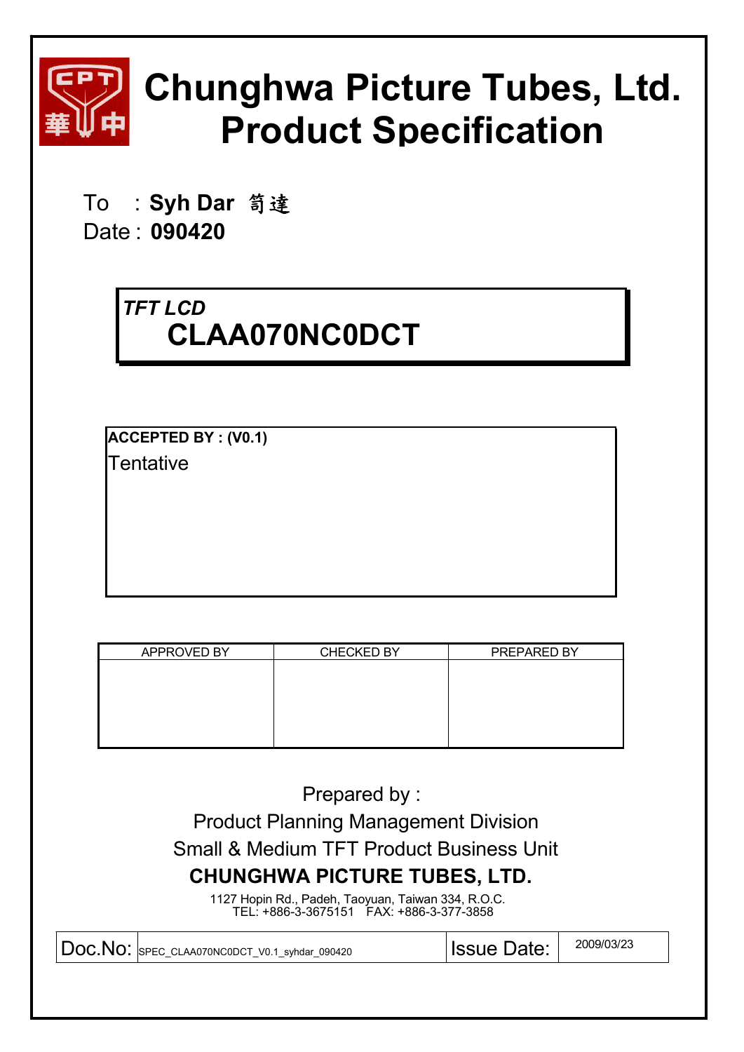# Chunghwa Picture Tubes, Ltd.
# Product Specification

To : **Syh Dar 笥達**
Date : **090420**

***TFT LCD***
## CLAA070NC0DCT

**ACCEPTED BY : (V0.1)**
Tentative

| APPROVED BY | CHECKED BY | PREPARED BY |
|---|---|---|
| | | |

Prepared by :
Product Planning Management Division
Small & Medium TFT Product Business Unit
**CHUNGHWA PICTURE TUBES, LTD.**
1127 Hopin Rd., Padeh, Taoyuan, Taiwan 334, R.O.C.
TEL: +886-3-3675151 FAX: +886-3-377-3858

| Doc.No: | SPEC_CLAA070NC0DCT_V0.1_syhdar_090420 | Issue Date: | 2009/03/23 |
|---|---|---|---|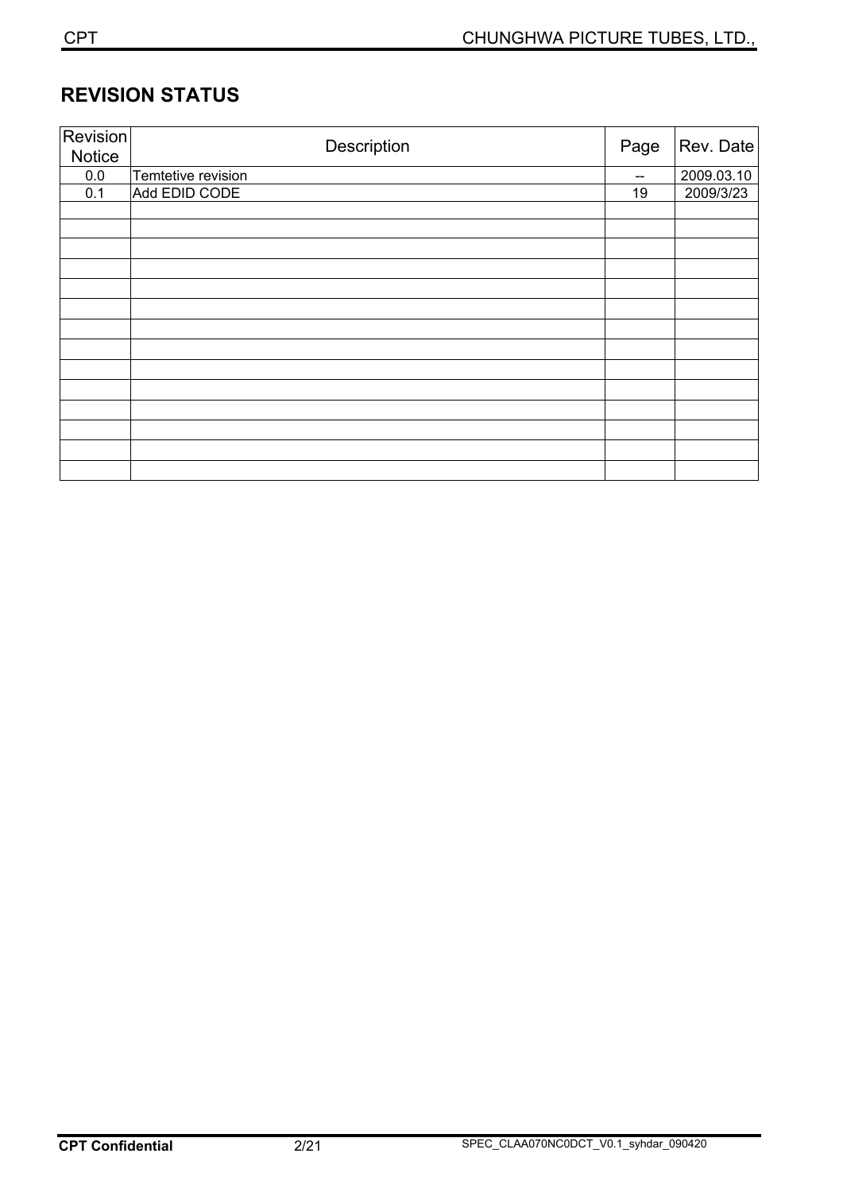## REVISION STATUS

| Revision Notice | Description | Page | Rev. Date |
| --- | --- | --- | --- |
| 0.0 | Temtetive revision | -- | 2009.03.10 |
| 0.1 | Add EDID CODE | 19 | 2009/3/23 |
| | | | |
| | | | |
| | | | |
| | | | |
| | | | |
| | | | |
| | | | |
| | | | |
| | | | |
| | | | |
| | | | |
| | | | |
| | | | |
| | | | |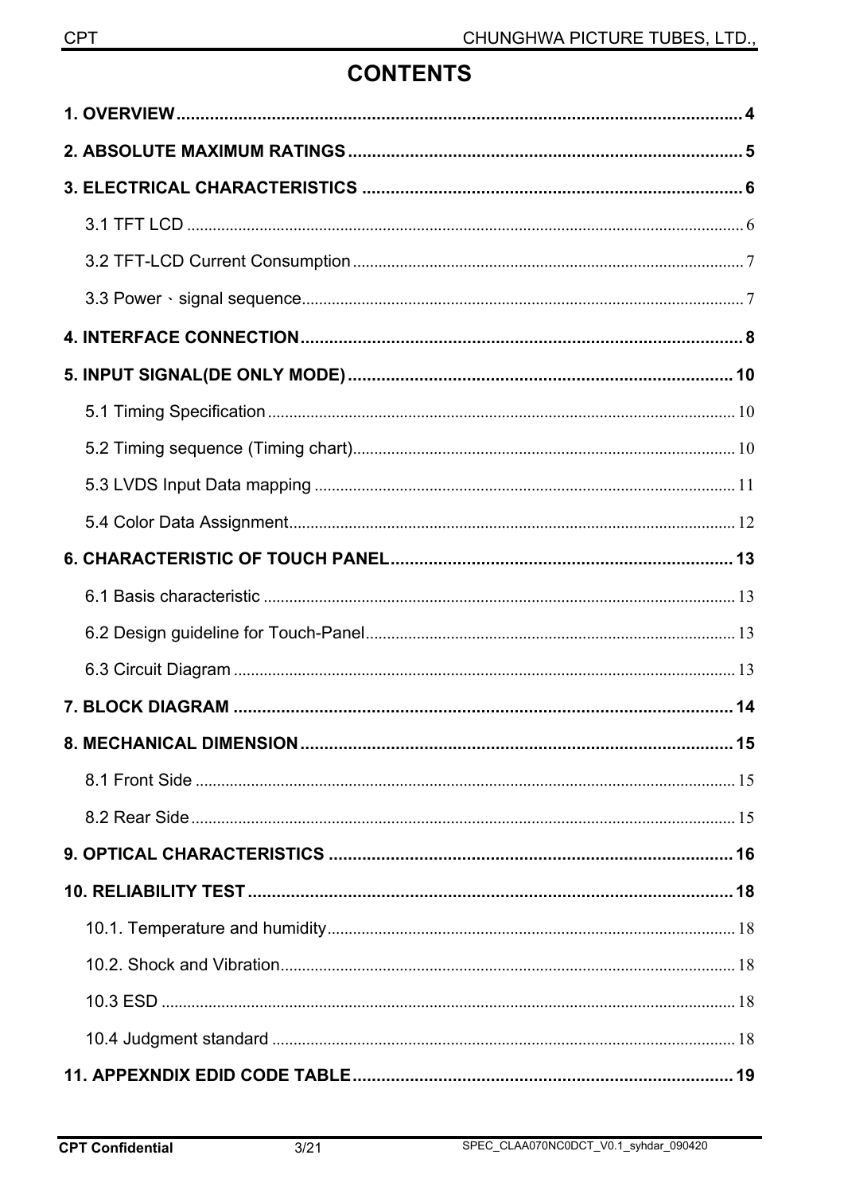# CONTENTS

**1. OVERVIEW** ........ **4**

**2. ABSOLUTE MAXIMUM RATINGS** ........ **5**

**3. ELECTRICAL CHARACTERISTICS** ........ **6**

- 3.1 TFT LCD ........ 6
- 3.2 TFT-LCD Current Consumption ........ 7
- 3.3 Power、signal sequence ........ 7

**4. INTERFACE CONNECTION** ........ **8**

**5. INPUT SIGNAL(DE ONLY MODE)** ........ **10**

- 5.1 Timing Specification ........ 10
- 5.2 Timing sequence (Timing chart) ........ 10
- 5.3 LVDS Input Data mapping ........ 11
- 5.4 Color Data Assignment ........ 12

**6. CHARACTERISTIC OF TOUCH PANEL** ........ **13**

- 6.1 Basis characteristic ........ 13
- 6.2 Design guideline for Touch-Panel ........ 13
- 6.3 Circuit Diagram ........ 13

**7. BLOCK DIAGRAM** ........ **14**

**8. MECHANICAL DIMENSION** ........ **15**

- 8.1 Front Side ........ 15
- 8.2 Rear Side ........ 15

**9. OPTICAL CHARACTERISTICS** ........ **16**

**10. RELIABILITY TEST** ........ **18**

- 10.1. Temperature and humidity ........ 18
- 10.2. Shock and Vibration ........ 18
- 10.3 ESD ........ 18
- 10.4 Judgment standard ........ 18

**11. APPEXNDIX EDID CODE TABLE** ........ **19**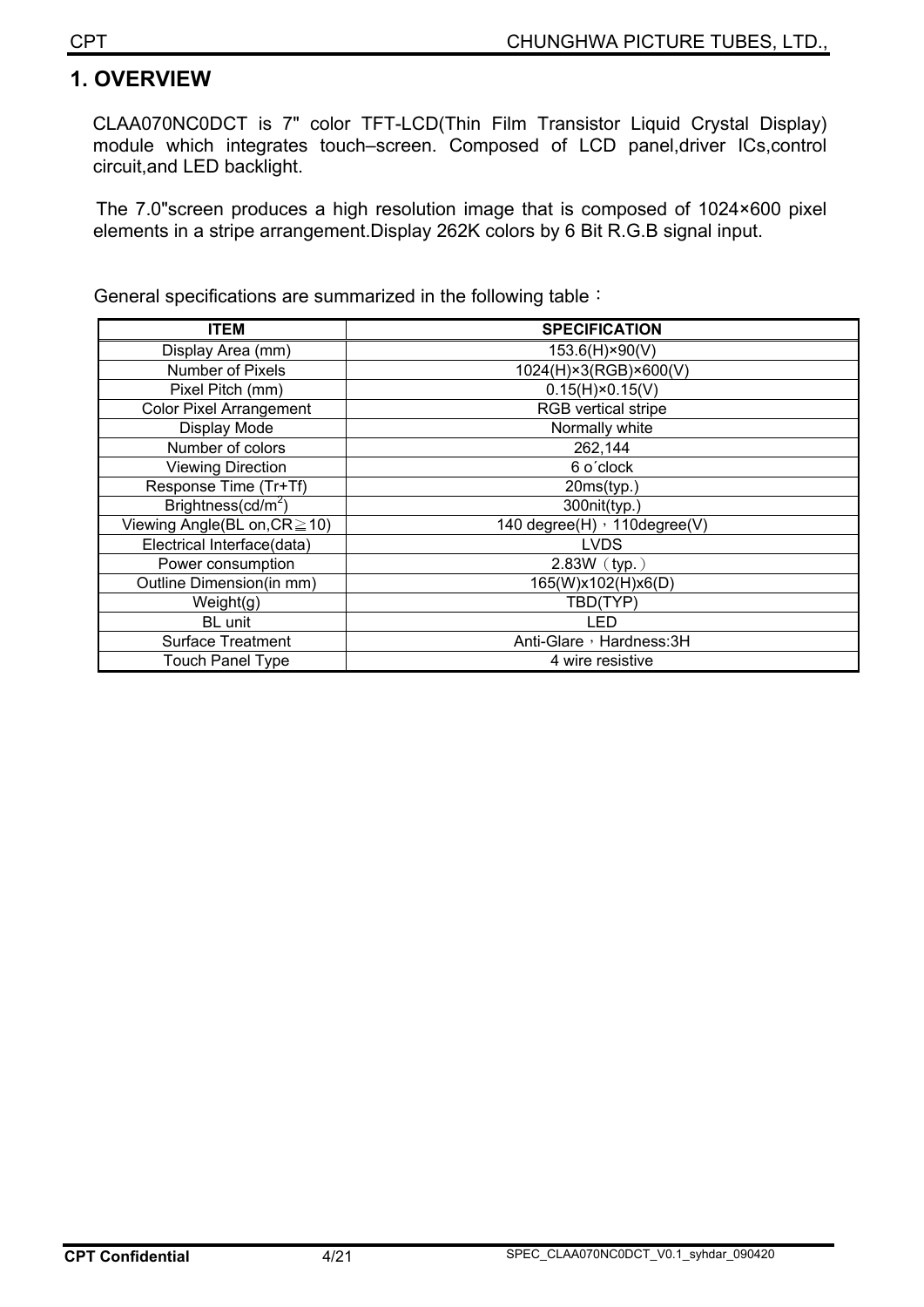# 1. OVERVIEW

CLAA070NC0DCT is 7" color TFT-LCD(Thin Film Transistor Liquid Crystal Display) module which integrates touch–screen. Composed of LCD panel,driver ICs,control circuit,and LED backlight.

The 7.0"screen produces a high resolution image that is composed of 1024×600 pixel elements in a stripe arrangement.Display 262K colors by 6 Bit R.G.B signal input.

General specifications are summarized in the following table：

| ITEM | SPECIFICATION |
|---|---|
| Display Area (mm) | 153.6(H)×90(V) |
| Number of Pixels | 1024(H)×3(RGB)×600(V) |
| Pixel Pitch (mm) | 0.15(H)×0.15(V) |
| Color Pixel Arrangement | RGB vertical stripe |
| Display Mode | Normally white |
| Number of colors | 262,144 |
| Viewing Direction | 6 o´clock |
| Response Time (Tr+Tf) | 20ms(typ.) |
| Brightness($cd/m^2$) | 300nit(typ.) |
| Viewing Angle(BL on,CR≧10) | 140 degree(H)，110degree(V) |
| Electrical Interface(data) | LVDS |
| Power consumption | 2.83W（typ.） |
| Outline Dimension(in mm) | 165(W)x102(H)x6(D) |
| Weight(g) | TBD(TYP) |
| BL unit | LED |
| Surface Treatment | Anti-Glare，Hardness:3H |
| Touch Panel Type | 4 wire resistive |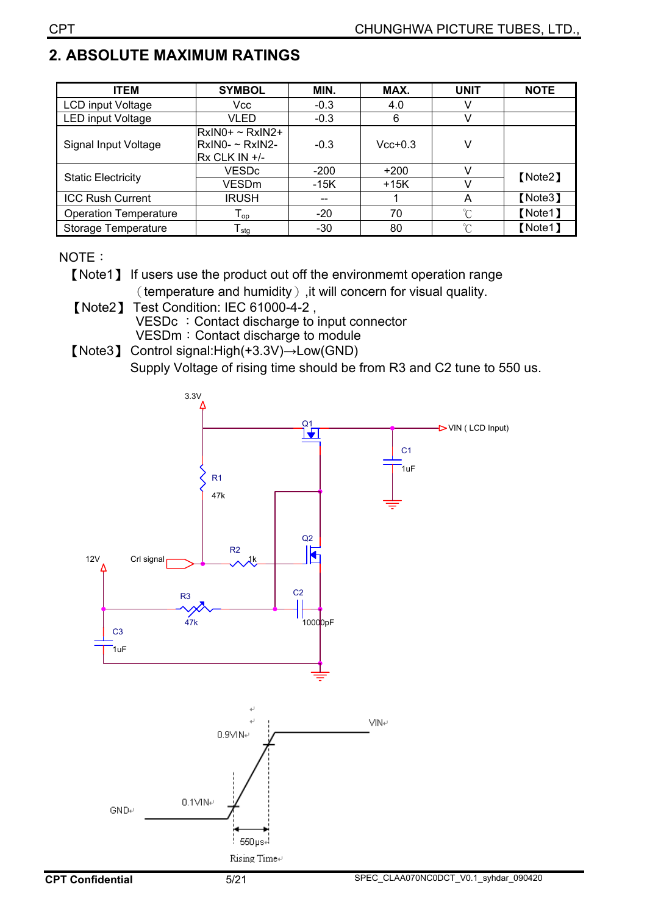## 2. ABSOLUTE MAXIMUM RATINGS

| ITEM | SYMBOL | MIN. | MAX. | UNIT | NOTE |
|---|---|---|---|---|---|
| LCD input Voltage | Vcc | -0.3 | 4.0 | V | |
| LED input Voltage | VLED | -0.3 | 6 | V | |
| Signal Input Voltage | RxIN0+ ~ RxIN2+ RxIN0- ~ RxIN2- Rx CLK IN +/- | -0.3 | Vcc+0.3 | V | |
| Static Electricity | VESDc | -200 | +200 | V | 【Note2】 |
| | VESDm | -15K | +15K | V | |
| ICC Rush Current | IRUSH | -- | 1 | A | 【Note3】 |
| Operation Temperature | $T_{op}$ | -20 | 70 | ℃ | 【Note1】 |
| Storage Temperature | $T_{stg}$ | -30 | 80 | ℃ | 【Note1】 |

NOTE：

【Note1】 If users use the product out off the environmemt operation range （temperature and humidity）,it will concern for visual quality.

【Note2】 Test Condition: IEC 61000-4-2 ,
VESDc ：Contact discharge to input connector
VESDm：Contact discharge to module

【Note3】 Control signal:High(+3.3V)→Low(GND)
Supply Voltage of rising time should be from R3 and C2 tune to 550 us.

3.3V, Q1, VIN ( LCD Input), C1 1uF, R1 47k, Q2, 12V, Crl signal, R2 1k, R3 47k, C2 10000pF, C3 1uF

VIN, 0.9VIN, 0.1VIN, GND, 550μs

Rising Time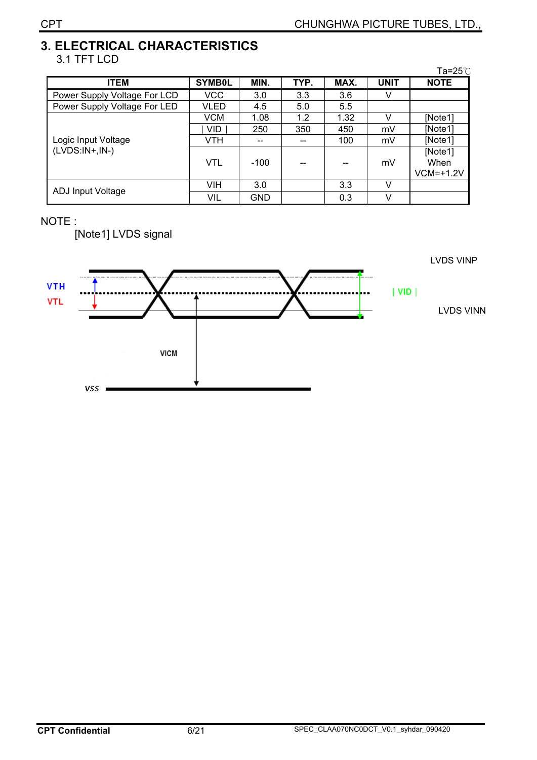# 3. ELECTRICAL CHARACTERISTICS

## 3.1 TFT LCD

Ta=25℃

| ITEM | SYMB0L | MIN. | TYP. | MAX. | UNIT | NOTE |
|---|---|---|---|---|---|---|
| Power Supply Voltage For LCD | VCC | 3.0 | 3.3 | 3.6 | V | |
| Power Supply Voltage For LED | VLED | 4.5 | 5.0 | 5.5 | | |
| Logic Input Voltage (LVDS:IN+,IN-) | VCM | 1.08 | 1.2 | 1.32 | V | [Note1] |
| | ∣ VID ∣ | 250 | 350 | 450 | mV | [Note1] |
| | VTH | -- | -- | 100 | mV | [Note1] |
| | VTL | -100 | -- | -- | mV | [Note1] When VCM=+1.2V |
| ADJ Input Voltage | VIH | 3.0 | | 3.3 | V | |
| | VIL | GND | | 0.3 | V | |

NOTE :

[Note1] LVDS signal

LVDS VINP

VTH

VTL

| VID |

LVDS VINN

VICM

VSS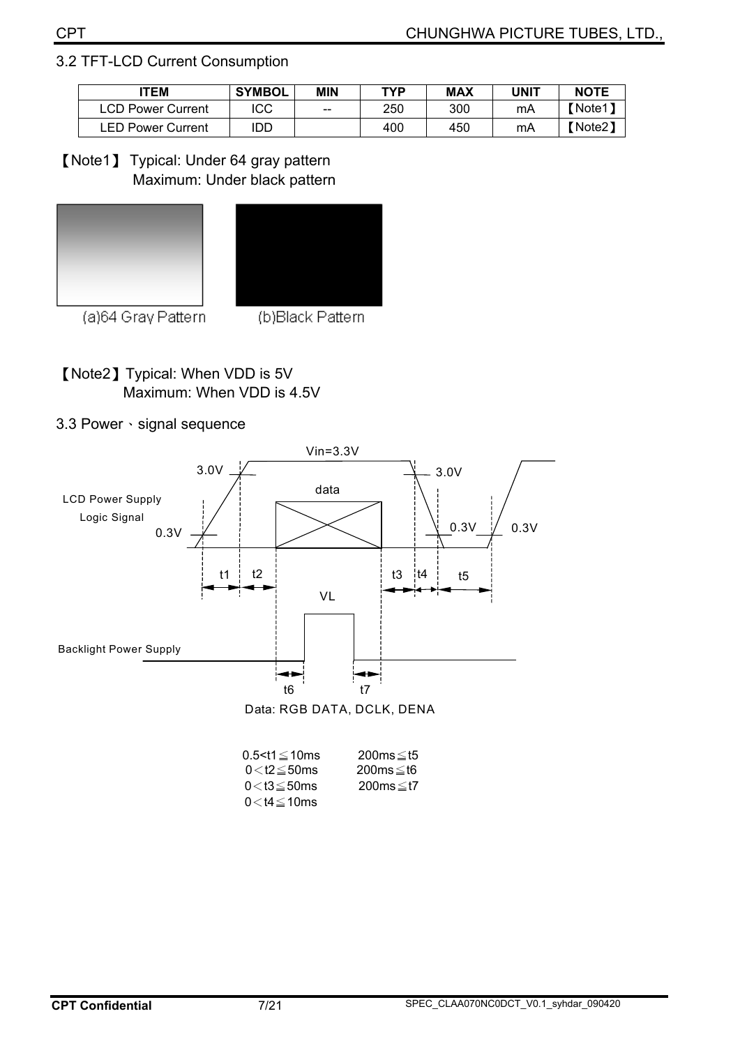## 3.2 TFT-LCD Current Consumption

| ITEM | SYMBOL | MIN | TYP | MAX | UNIT | NOTE |
|---|---|---|---|---|---|---|
| LCD Power Current | ICC | -- | 250 | 300 | mA | 【Note1】 |
| LED Power Current | IDD | | 400 | 450 | mA | 【Note2】 |

【Note1】 Typical: Under 64 gray pattern
Maximum: Under black pattern

(a)64 Gray Pattern (b)Black Pattern

【Note2】Typical: When VDD is 5V
Maximum: When VDD is 4.5V

## 3.3 Power、signal sequence

Data: RGB DATA, DCLK, DENA

0.5<t1≦10ms
0＜t2≦50ms
0＜t3≦50ms
0＜t4≦10ms

200ms≦t5
200ms≦t6
200ms≦t7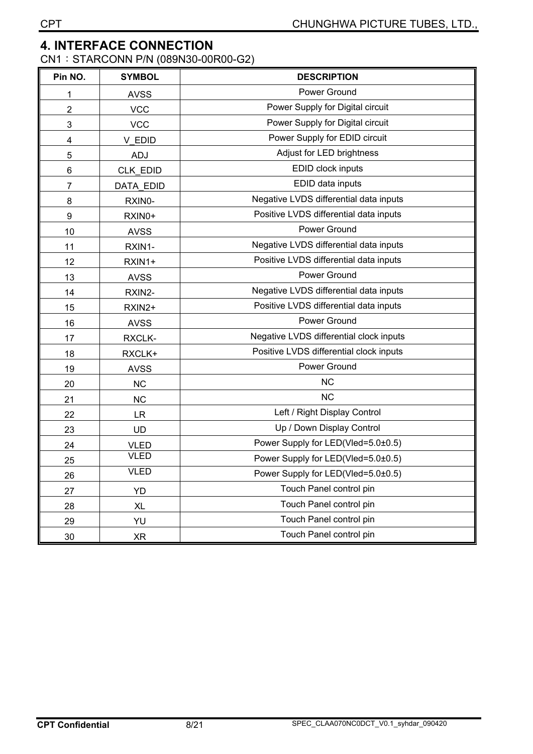## 4. INTERFACE CONNECTION

CN1：STARCONN P/N (089N30-00R00-G2)

| Pin NO. | SYMBOL | DESCRIPTION |
|---|---|---|
| 1 | AVSS | Power Ground |
| 2 | VCC | Power Supply for Digital circuit |
| 3 | VCC | Power Supply for Digital circuit |
| 4 | V_EDID | Power Supply for EDID circuit |
| 5 | ADJ | Adjust for LED brightness |
| 6 | CLK_EDID | EDID clock inputs |
| 7 | DATA_EDID | EDID data inputs |
| 8 | RXIN0- | Negative LVDS differential data inputs |
| 9 | RXIN0+ | Positive LVDS differential data inputs |
| 10 | AVSS | Power Ground |
| 11 | RXIN1- | Negative LVDS differential data inputs |
| 12 | RXIN1+ | Positive LVDS differential data inputs |
| 13 | AVSS | Power Ground |
| 14 | RXIN2- | Negative LVDS differential data inputs |
| 15 | RXIN2+ | Positive LVDS differential data inputs |
| 16 | AVSS | Power Ground |
| 17 | RXCLK- | Negative LVDS differential clock inputs |
| 18 | RXCLK+ | Positive LVDS differential clock inputs |
| 19 | AVSS | Power Ground |
| 20 | NC | NC |
| 21 | NC | NC |
| 22 | LR | Left / Right Display Control |
| 23 | UD | Up / Down Display Control |
| 24 | VLED | Power Supply for LED(Vled=5.0±0.5) |
| 25 | VLED | Power Supply for LED(Vled=5.0±0.5) |
| 26 | VLED | Power Supply for LED(Vled=5.0±0.5) |
| 27 | YD | Touch Panel control pin |
| 28 | XL | Touch Panel control pin |
| 29 | YU | Touch Panel control pin |
| 30 | XR | Touch Panel control pin |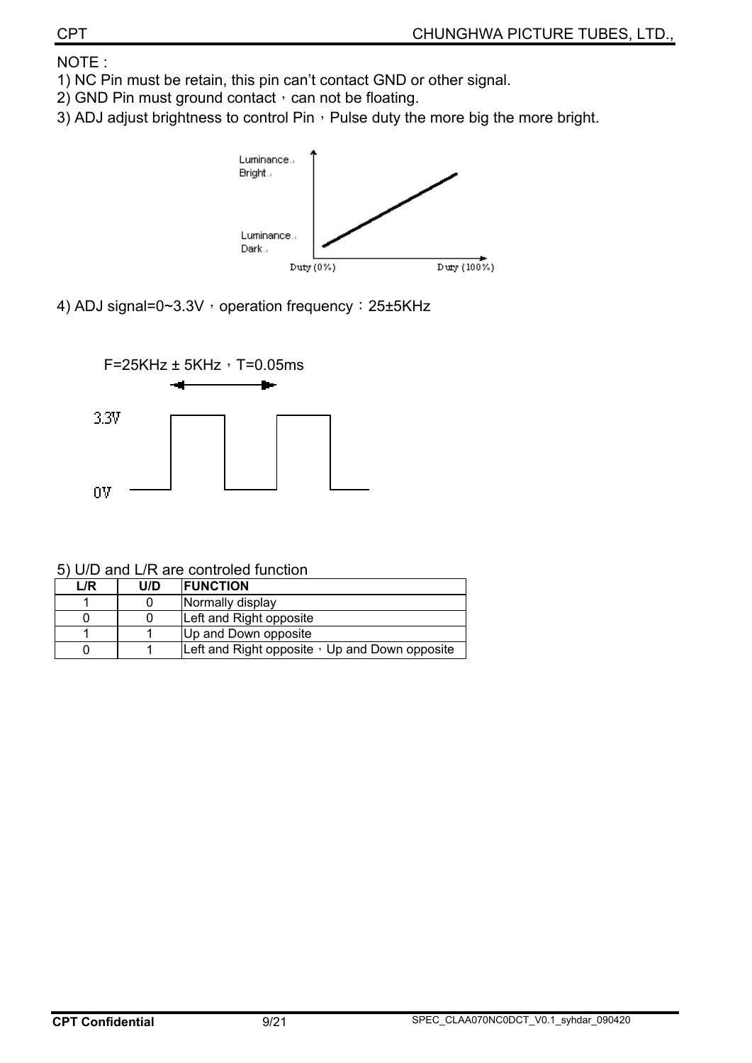NOTE :

1) NC Pin must be retain, this pin can't contact GND or other signal.
2) GND Pin must ground contact，can not be floating.
3) ADJ adjust brightness to control Pin，Pulse duty the more big the more bright.

4) ADJ signal=0~3.3V，operation frequency：25±5KHz

5) U/D and L/R are controled function

| L/R | U/D | FUNCTION |
|---|---|---|
| 1 | 0 | Normally display |
| 0 | 0 | Left and Right opposite |
| 1 | 1 | Up and Down opposite |
| 0 | 1 | Left and Right opposite，Up and Down opposite |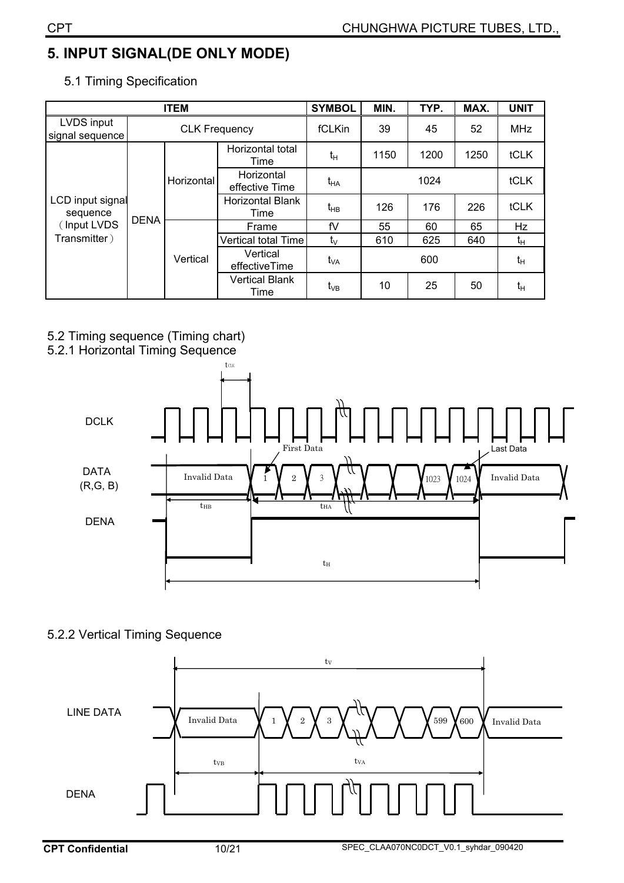# 5. INPUT SIGNAL(DE ONLY MODE)

## 5.1 Timing Specification

| ITEM | | | | SYMBOL | MIN. | TYP. | MAX. | UNIT |
|---|---|---|---|---|---|---|---|---|
| LVDS input signal sequence | CLK Frequency | | | fCLKin | 39 | 45 | 52 | MHz |
| LCD input signal sequence （Input LVDS Transmitter） | DENA | Horizontal | Horizontal total Time | $t_H$ | 1150 | 1200 | 1250 | tCLK |
| | | | Horizontal effective Time | $t_{HA}$ | | 1024 | | tCLK |
| | | | Horizontal Blank Time | $t_{HB}$ | 126 | 176 | 226 | tCLK |
| | | Vertical | Frame | fV | 55 | 60 | 65 | Hz |
| | | | Vertical total Time | $t_V$ | 610 | 625 | 640 | $t_H$ |
| | | | Vertical effectiveTime | $t_{VA}$ | | 600 | | $t_H$ |
| | | | Vertical Blank Time | $t_{VB}$ | 10 | 25 | 50 | $t_H$ |

## 5.2 Timing sequence (Timing chart)

### 5.2.1 Horizontal Timing Sequence

### 5.2.2 Vertical Timing Sequence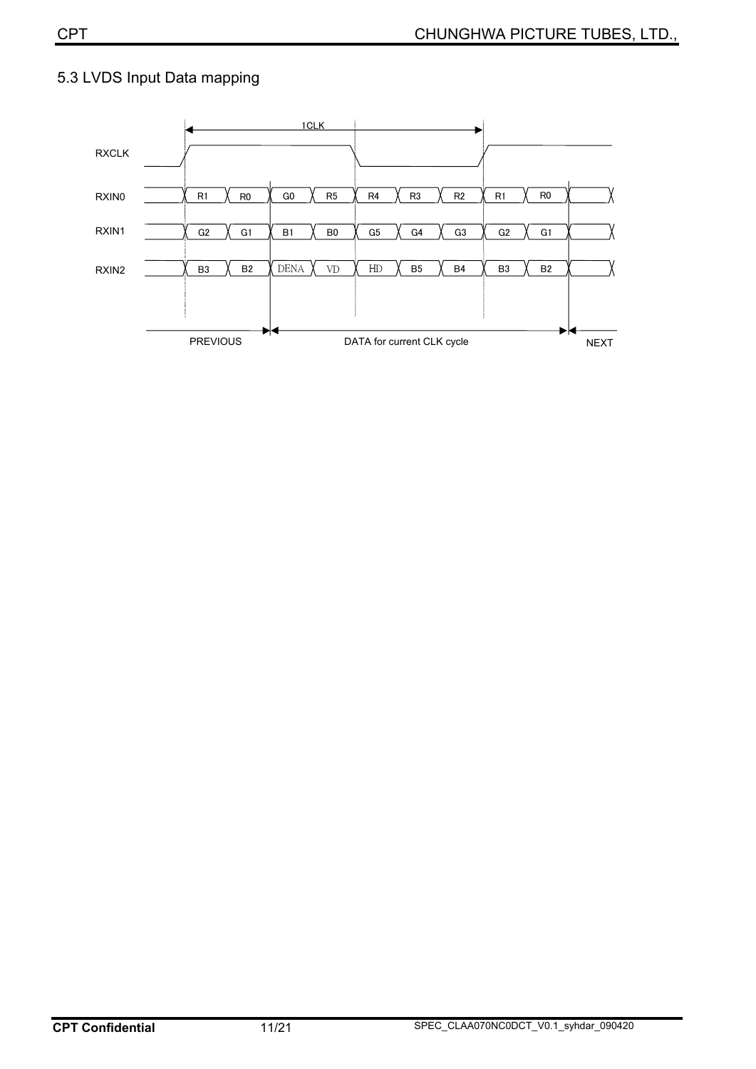## 5.3 LVDS Input Data mapping

1CLK

| Signal | PREVIOUS | | DATA for current CLK cycle | | | | | | | NEXT |
|---|---|---|---|---|---|---|---|---|---|---|
| RXIN0 | R1 | R0 | G0 | R5 | R4 | R3 | R2 | R1 | R0 | |
| RXIN1 | G2 | G1 | B1 | B0 | G5 | G4 | G3 | G2 | G1 | |
| RXIN2 | B3 | B2 | DENA | VD | HD | B5 | B4 | B3 | B2 | |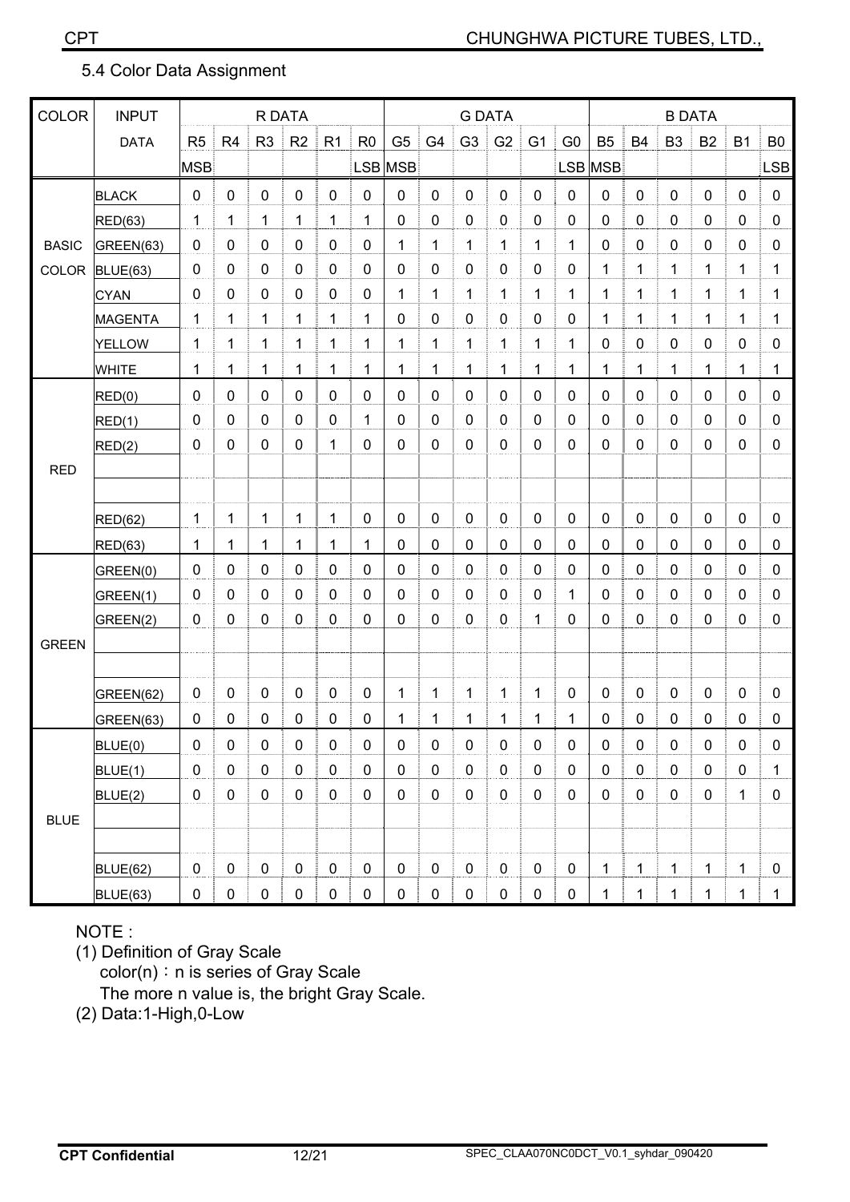### 5.4 Color Data Assignment

| COLOR | INPUT DATA | R DATA | | | | | | G DATA | | | | | | B DATA | | | | | |
|---|---|---|---|---|---|---|---|---|---|---|---|---|---|---|---|---|---|---|---|
| | | R5 | R4 | R3 | R2 | R1 | R0 | G5 | G4 | G3 | G2 | G1 | G0 | B5 | B4 | B3 | B2 | B1 | B0 |
| | | MSB | | | | | LSB | MSB | | | | | LSB | MSB | | | | | LSB |
| BASIC COLOR | BLACK | 0 | 0 | 0 | 0 | 0 | 0 | 0 | 0 | 0 | 0 | 0 | 0 | 0 | 0 | 0 | 0 | 0 | 0 |
| | RED(63) | 1 | 1 | 1 | 1 | 1 | 1 | 0 | 0 | 0 | 0 | 0 | 0 | 0 | 0 | 0 | 0 | 0 | 0 |
| | GREEN(63) | 0 | 0 | 0 | 0 | 0 | 0 | 1 | 1 | 1 | 1 | 1 | 1 | 0 | 0 | 0 | 0 | 0 | 0 |
| | BLUE(63) | 0 | 0 | 0 | 0 | 0 | 0 | 0 | 0 | 0 | 0 | 0 | 0 | 1 | 1 | 1 | 1 | 1 | 1 |
| | CYAN | 0 | 0 | 0 | 0 | 0 | 0 | 1 | 1 | 1 | 1 | 1 | 1 | 1 | 1 | 1 | 1 | 1 | 1 |
| | MAGENTA | 1 | 1 | 1 | 1 | 1 | 1 | 0 | 0 | 0 | 0 | 0 | 0 | 1 | 1 | 1 | 1 | 1 | 1 |
| | YELLOW | 1 | 1 | 1 | 1 | 1 | 1 | 1 | 1 | 1 | 1 | 1 | 1 | 0 | 0 | 0 | 0 | 0 | 0 |
| | WHITE | 1 | 1 | 1 | 1 | 1 | 1 | 1 | 1 | 1 | 1 | 1 | 1 | 1 | 1 | 1 | 1 | 1 | 1 |
| RED | RED(0) | 0 | 0 | 0 | 0 | 0 | 0 | 0 | 0 | 0 | 0 | 0 | 0 | 0 | 0 | 0 | 0 | 0 | 0 |
| | RED(1) | 0 | 0 | 0 | 0 | 0 | 1 | 0 | 0 | 0 | 0 | 0 | 0 | 0 | 0 | 0 | 0 | 0 | 0 |
| | RED(2) | 0 | 0 | 0 | 0 | 1 | 0 | 0 | 0 | 0 | 0 | 0 | 0 | 0 | 0 | 0 | 0 | 0 | 0 |
| | | | | | | | | | | | | | | | | | | | |
| | | | | | | | | | | | | | | | | | | | |
| | RED(62) | 1 | 1 | 1 | 1 | 1 | 0 | 0 | 0 | 0 | 0 | 0 | 0 | 0 | 0 | 0 | 0 | 0 | 0 |
| | RED(63) | 1 | 1 | 1 | 1 | 1 | 1 | 0 | 0 | 0 | 0 | 0 | 0 | 0 | 0 | 0 | 0 | 0 | 0 |
| GREEN | GREEN(0) | 0 | 0 | 0 | 0 | 0 | 0 | 0 | 0 | 0 | 0 | 0 | 0 | 0 | 0 | 0 | 0 | 0 | 0 |
| | GREEN(1) | 0 | 0 | 0 | 0 | 0 | 0 | 0 | 0 | 0 | 0 | 0 | 1 | 0 | 0 | 0 | 0 | 0 | 0 |
| | GREEN(2) | 0 | 0 | 0 | 0 | 0 | 0 | 0 | 0 | 0 | 0 | 1 | 0 | 0 | 0 | 0 | 0 | 0 | 0 |
| | | | | | | | | | | | | | | | | | | | |
| | | | | | | | | | | | | | | | | | | | |
| | GREEN(62) | 0 | 0 | 0 | 0 | 0 | 0 | 1 | 1 | 1 | 1 | 1 | 0 | 0 | 0 | 0 | 0 | 0 | 0 |
| | GREEN(63) | 0 | 0 | 0 | 0 | 0 | 0 | 1 | 1 | 1 | 1 | 1 | 1 | 0 | 0 | 0 | 0 | 0 | 0 |
| BLUE | BLUE(0) | 0 | 0 | 0 | 0 | 0 | 0 | 0 | 0 | 0 | 0 | 0 | 0 | 0 | 0 | 0 | 0 | 0 | 0 |
| | BLUE(1) | 0 | 0 | 0 | 0 | 0 | 0 | 0 | 0 | 0 | 0 | 0 | 0 | 0 | 0 | 0 | 0 | 0 | 1 |
| | BLUE(2) | 0 | 0 | 0 | 0 | 0 | 0 | 0 | 0 | 0 | 0 | 0 | 0 | 0 | 0 | 0 | 0 | 1 | 0 |
| | | | | | | | | | | | | | | | | | | | |
| | | | | | | | | | | | | | | | | | | | |
| | BLUE(62) | 0 | 0 | 0 | 0 | 0 | 0 | 0 | 0 | 0 | 0 | 0 | 0 | 1 | 1 | 1 | 1 | 1 | 0 |
| | BLUE(63) | 0 | 0 | 0 | 0 | 0 | 0 | 0 | 0 | 0 | 0 | 0 | 0 | 1 | 1 | 1 | 1 | 1 | 1 |

NOTE :

(1) Definition of Gray Scale
 color(n)：n is series of Gray Scale
 The more n value is, the bright Gray Scale.

(2) Data:1-High,0-Low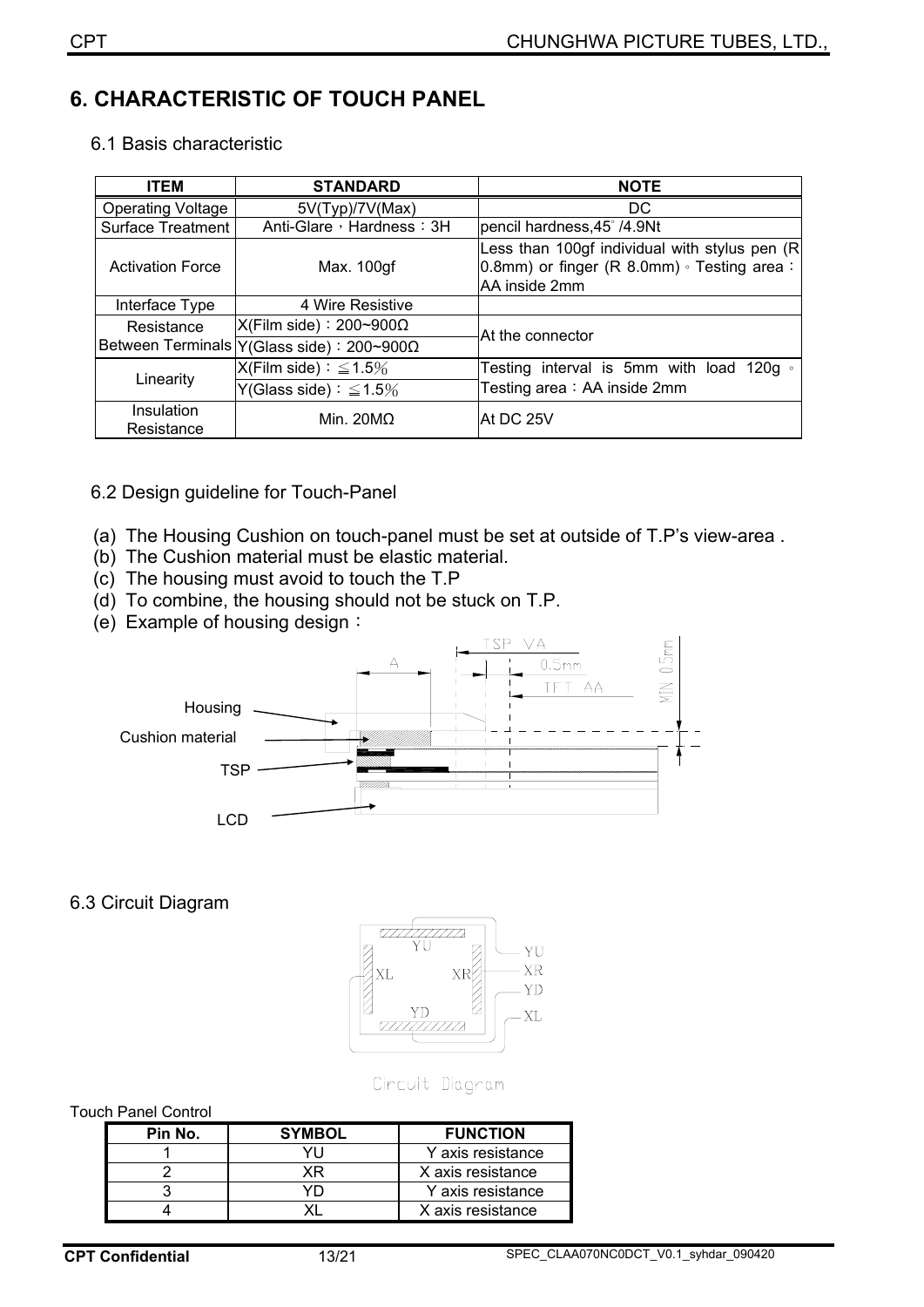# 6. CHARACTERISTIC OF TOUCH PANEL

## 6.1 Basis characteristic

| ITEM | STANDARD | NOTE |
|---|---|---|
| Operating Voltage | 5V(Typ)/7V(Max) | DC |
| Surface Treatment | Anti-Glare，Hardness：3H | pencil hardness,45° /4.9Nt |
| Activation Force | Max. 100gf | Less than 100gf individual with stylus pen (R 0.8mm) or finger (R 8.0mm)。Testing area：AA inside 2mm |
| Interface Type | 4 Wire Resistive | |
| Resistance Between Terminals | X(Film side)：200~900Ω | At the connector |
| | Y(Glass side)：200~900Ω | |
| Linearity | X(Film side)：≦1.5％ | Testing interval is 5mm with load 120g。Testing area：AA inside 2mm |
| | Y(Glass side)：≦1.5％ | |
| Insulation Resistance | Min. 20MΩ | At DC 25V |

## 6.2 Design guideline for Touch-Panel

(a) The Housing Cushion on touch-panel must be set at outside of T.P's view-area .
(b) The Cushion material must be elastic material.
(c) The housing must avoid to touch the T.P
(d) To combine, the housing should not be stuck on T.P.
(e) Example of housing design：

## 6.3 Circuit Diagram

Circuit Diagram

Touch Panel Control

| Pin No. | SYMBOL | FUNCTION |
|---|---|---|
| 1 | YU | Y axis resistance |
| 2 | XR | X axis resistance |
| 3 | YD | Y axis resistance |
| 4 | XL | X axis resistance |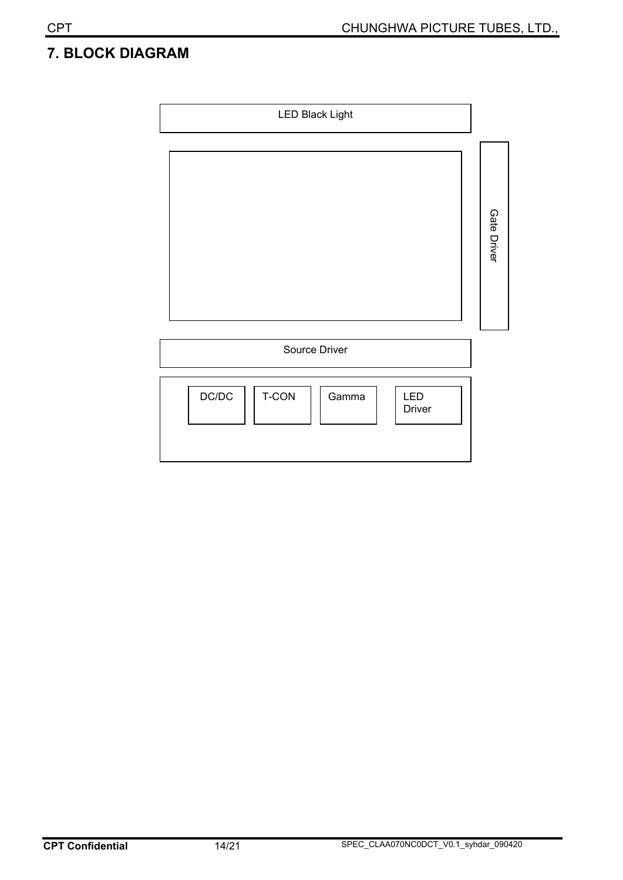# 7. BLOCK DIAGRAM

LED Black Light

Gate Driver

Source Driver

DC/DC

T-CON

Gamma

LED Driver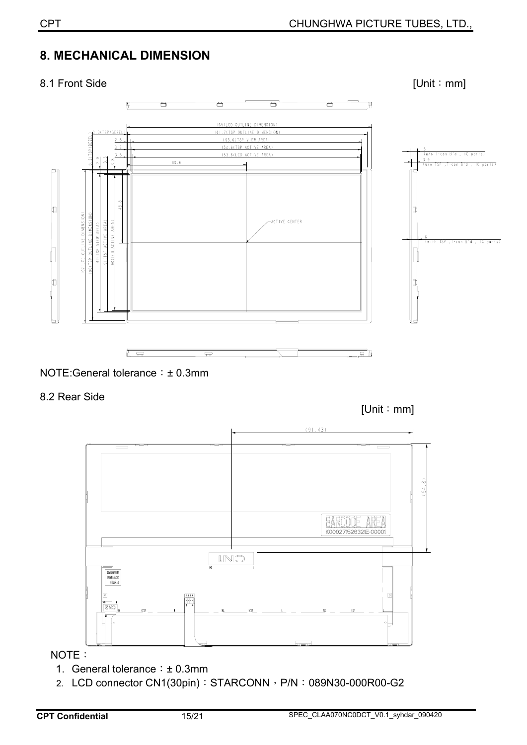# 8. MECHANICAL DIMENSION

8.1 Front Side [Unit：mm]

NOTE:General tolerance：± 0.3mm

8.2 Rear Side

[Unit：mm]

NOTE：

1. General tolerance：± 0.3mm
2. LCD connector CN1(30pin)：STARCONN，P/N：089N30-000R00-G2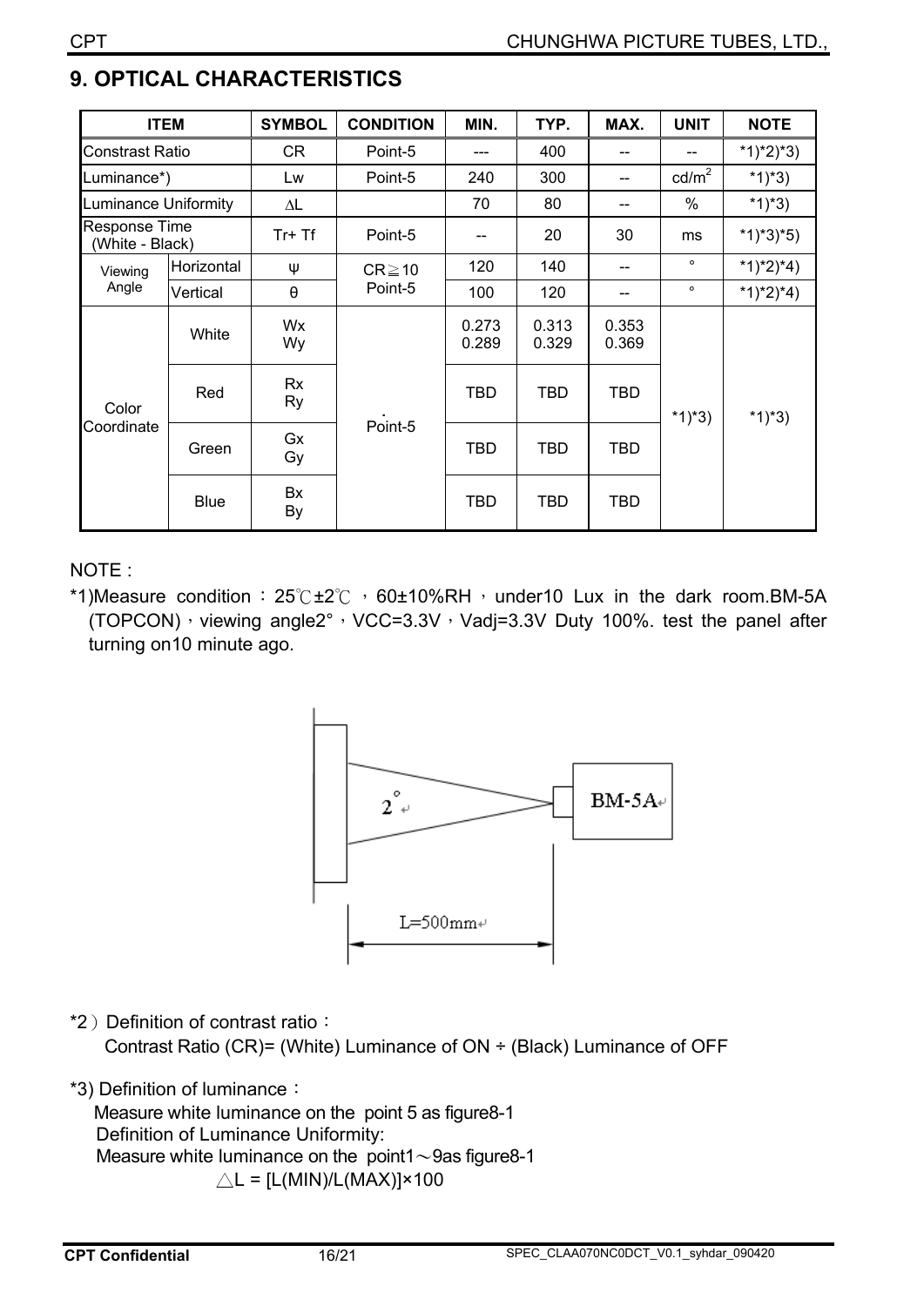## 9. OPTICAL CHARACTERISTICS

| ITEM | | SYMBOL | CONDITION | MIN. | TYP. | MAX. | UNIT | NOTE |
|---|---|---|---|---|---|---|---|---|
| Constrast Ratio | | CR | Point-5 | --- | 400 | -- | -- | *1)*2)*3) |
| Luminance*) | | Lw | Point-5 | 240 | 300 | -- | cd/m² | *1)*3) |
| Luminance Uniformity | | ΔL | | 70 | 80 | -- | % | *1)*3) |
| Response Time (White - Black) | | Tr+ Tf | Point-5 | -- | 20 | 30 | ms | *1)*3)*5) |
| Viewing Angle | Horizontal | ψ | CR≧10 Point-5 | 120 | 140 | -- | ° | *1)*2)*4) |
| | Vertical | θ | | 100 | 120 | -- | ° | *1)*2)*4) |
| Color Coordinate | White | Wx Wy | Point-5 | 0.273 0.289 | 0.313 0.329 | 0.353 0.369 | *1)*3) | *1)*3) |
| | Red | Rx Ry | | TBD | TBD | TBD | | |
| | Green | Gx Gy | | TBD | TBD | TBD | | |
| | Blue | Bx By | | TBD | TBD | TBD | | |

NOTE :

*1)Measure condition ：25℃±2℃ ，60±10%RH，under10 Lux in the dark room.BM-5A (TOPCON)，viewing angle2°，VCC=3.3V，Vadj=3.3V Duty 100%. test the panel after turning on10 minute ago.

2°

BM-5A

L=500mm

*2）Definition of contrast ratio：

Contrast Ratio (CR)= (White) Luminance of ON ÷ (Black) Luminance of OFF

*3) Definition of luminance：

Measure white luminance on the point 5 as figure8-1

Definition of Luminance Uniformity:

Measure white luminance on the point1～9as figure8-1

$\triangle L = [L(MIN)/L(MAX)] \times 100$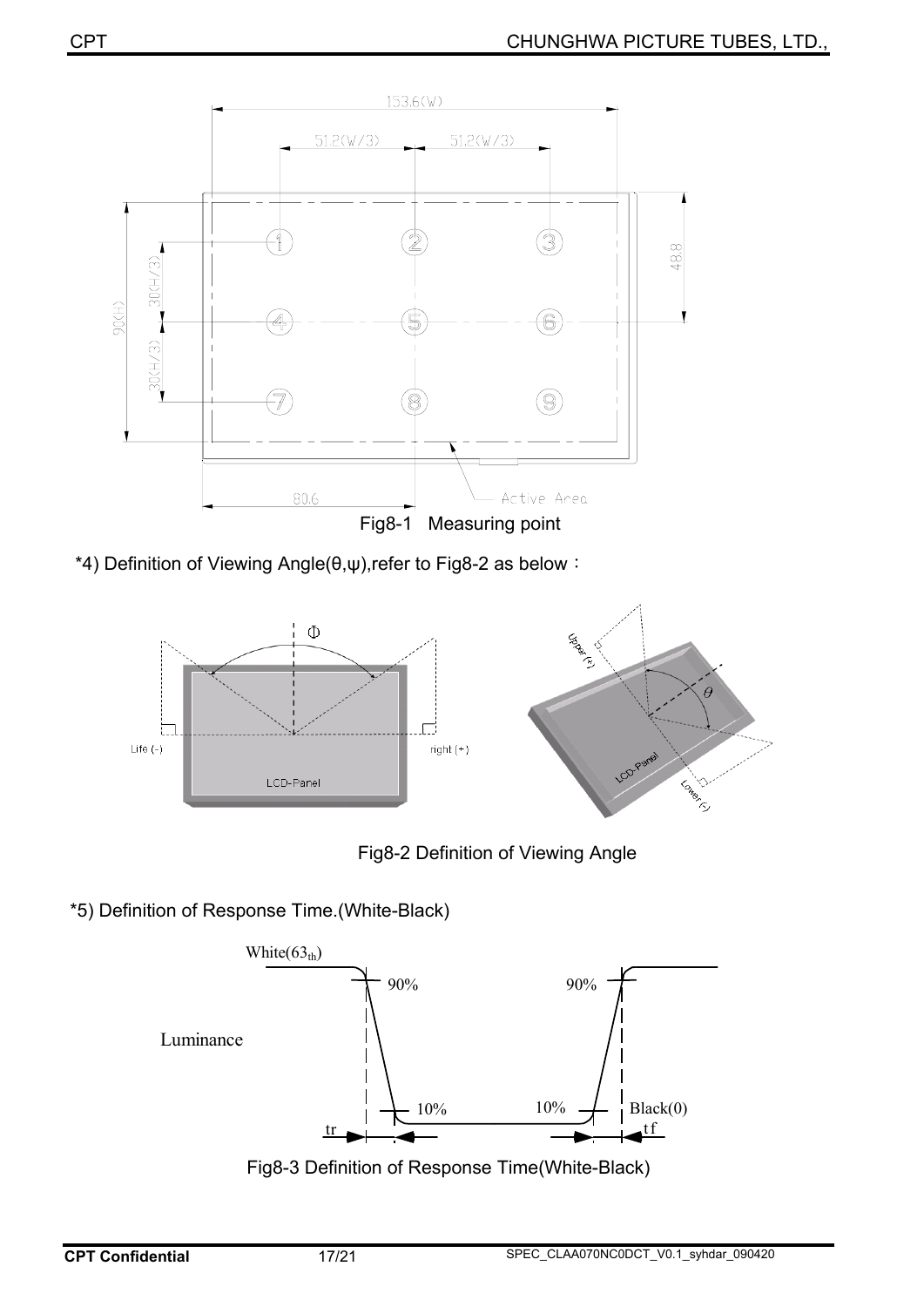Fig8-1 Measuring point

*4) Definition of Viewing Angle(θ,ψ),refer to Fig8-2 as below：

Fig8-2 Definition of Viewing Angle

*5) Definition of Response Time.(White-Black)

Fig8-3 Definition of Response Time(White-Black)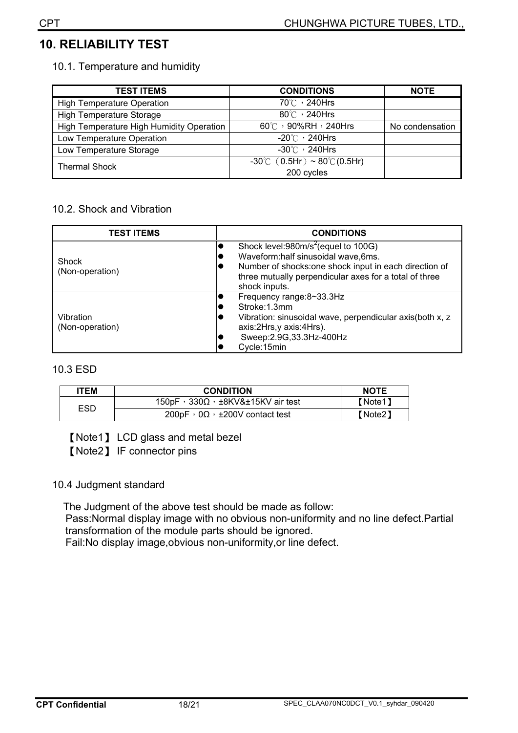# 10. RELIABILITY TEST

## 10.1. Temperature and humidity

| TEST ITEMS | CONDITIONS | NOTE |
|---|---|---|
| High Temperature Operation | 70℃，240Hrs | |
| High Temperature Storage | 80℃，240Hrs | |
| High Temperature High Humidity Operation | 60℃，90%RH，240Hrs | No condensation |
| Low Temperature Operation | -20℃，240Hrs | |
| Low Temperature Storage | -30℃，240Hrs | |
| Thermal Shock | -30℃（0.5Hr）~ 80℃(0.5Hr) 200 cycles | |

## 10.2. Shock and Vibration

| TEST ITEMS | CONDITIONS |
|---|---|
| Shock (Non-operation) | ● Shock level:980m/s$^2$(equel to 100G)<br>● Waveform:half sinusoidal wave,6ms.<br>● Number of shocks:one shock input in each direction of three mutually perpendicular axes for a total of three shock inputs. |
| Vibration (Non-operation) | ● Frequency range:8~33.3Hz<br>● Stroke:1.3mm<br>● Vibration: sinusoidal wave, perpendicular axis(both x, z axis:2Hrs,y axis:4Hrs).<br>● Sweep:2.9G,33.3Hz-400Hz<br>● Cycle:15min |

## 10.3 ESD

| ITEM | CONDITION | NOTE |
|---|---|---|
| ESD | 150pF，330Ω，±8KV&±15KV air test | 【Note1】 |
| | 200pF，0Ω，±200V contact test | 【Note2】 |

【Note1】 LCD glass and metal bezel

【Note2】 IF connector pins

## 10.4 Judgment standard

The Judgment of the above test should be made as follow:

Pass:Normal display image with no obvious non-uniformity and no line defect.Partial transformation of the module parts should be ignored.

Fail:No display image,obvious non-uniformity,or line defect.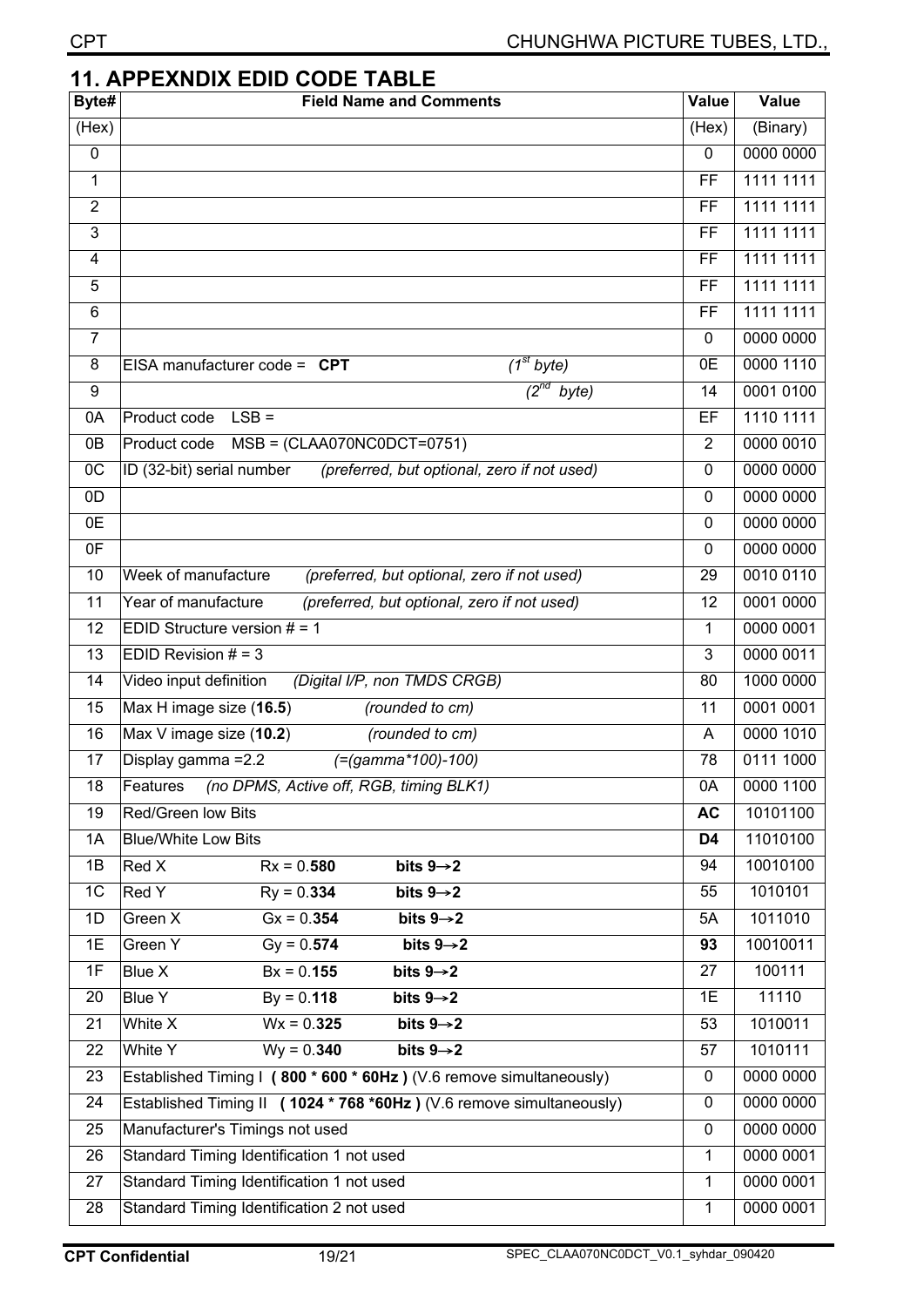## 11. APPEXNDIX EDID CODE TABLE

| Byte# | Field Name and Comments | Value | Value |
|---|---|---|---|
| (Hex) | | (Hex) | (Binary) |
| 0 | | 0 | 0000 0000 |
| 1 | | FF | 1111 1111 |
| 2 | | FF | 1111 1111 |
| 3 | | FF | 1111 1111 |
| 4 | | FF | 1111 1111 |
| 5 | | FF | 1111 1111 |
| 6 | | FF | 1111 1111 |
| 7 | | 0 | 0000 0000 |
| 8 | EISA manufacturer code = **CPT** *(1st byte)* | 0E | 0000 1110 |
| 9 | *(2nd byte)* | 14 | 0001 0100 |
| 0A | Product code LSB = | EF | 1110 1111 |
| 0B | Product code MSB = (CLAA070NC0DCT=0751) | 2 | 0000 0010 |
| 0C | ID (32-bit) serial number *(preferred, but optional, zero if not used)* | 0 | 0000 0000 |
| 0D | | 0 | 0000 0000 |
| 0E | | 0 | 0000 0000 |
| 0F | | 0 | 0000 0000 |
| 10 | Week of manufacture *(preferred, but optional, zero if not used)* | 29 | 0010 0110 |
| 11 | Year of manufacture *(preferred, but optional, zero if not used)* | 12 | 0001 0000 |
| 12 | EDID Structure version # = 1 | 1 | 0000 0001 |
| 13 | EDID Revision # = 3 | 3 | 0000 0011 |
| 14 | Video input definition *(Digital I/P, non TMDS CRGB)* | 80 | 1000 0000 |
| 15 | Max H image size (**16.5**) *(rounded to cm)* | 11 | 0001 0001 |
| 16 | Max V image size (**10.2**) *(rounded to cm)* | A | 0000 1010 |
| 17 | Display gamma =2.2 *(=(gamma*100)-100)* | 78 | 0111 1000 |
| 18 | Features *(no DPMS, Active off, RGB, timing BLK1)* | 0A | 0000 1100 |
| 19 | Red/Green low Bits | **AC** | 10101100 |
| 1A | Blue/White Low Bits | **D4** | 11010100 |
| 1B | Red X Rx = 0.**580** **bits 9→2** | 94 | 10010100 |
| 1C | Red Y Ry = 0.**334** **bits 9→2** | 55 | 1010101 |
| 1D | Green X Gx = 0.**354** **bits 9→2** | 5A | 1011010 |
| 1E | Green Y Gy = 0.**574** **bits 9→2** | **93** | 10010011 |
| 1F | Blue X Bx = 0.**155** **bits 9→2** | 27 | 100111 |
| 20 | Blue Y By = 0.**118** **bits 9→2** | 1E | 11110 |
| 21 | White X Wx = 0.**325** **bits 9→2** | 53 | 1010011 |
| 22 | White Y Wy = 0.**340** **bits 9→2** | 57 | 1010111 |
| 23 | Established Timing I **( 800 * 600 * 60Hz )** (V.6 remove simultaneously) | 0 | 0000 0000 |
| 24 | Established Timing II **( 1024 * 768 *60Hz )** (V.6 remove simultaneously) | 0 | 0000 0000 |
| 25 | Manufacturer's Timings not used | 0 | 0000 0000 |
| 26 | Standard Timing Identification 1 not used | 1 | 0000 0001 |
| 27 | Standard Timing Identification 1 not used | 1 | 0000 0001 |
| 28 | Standard Timing Identification 2 not used | 1 | 0000 0001 |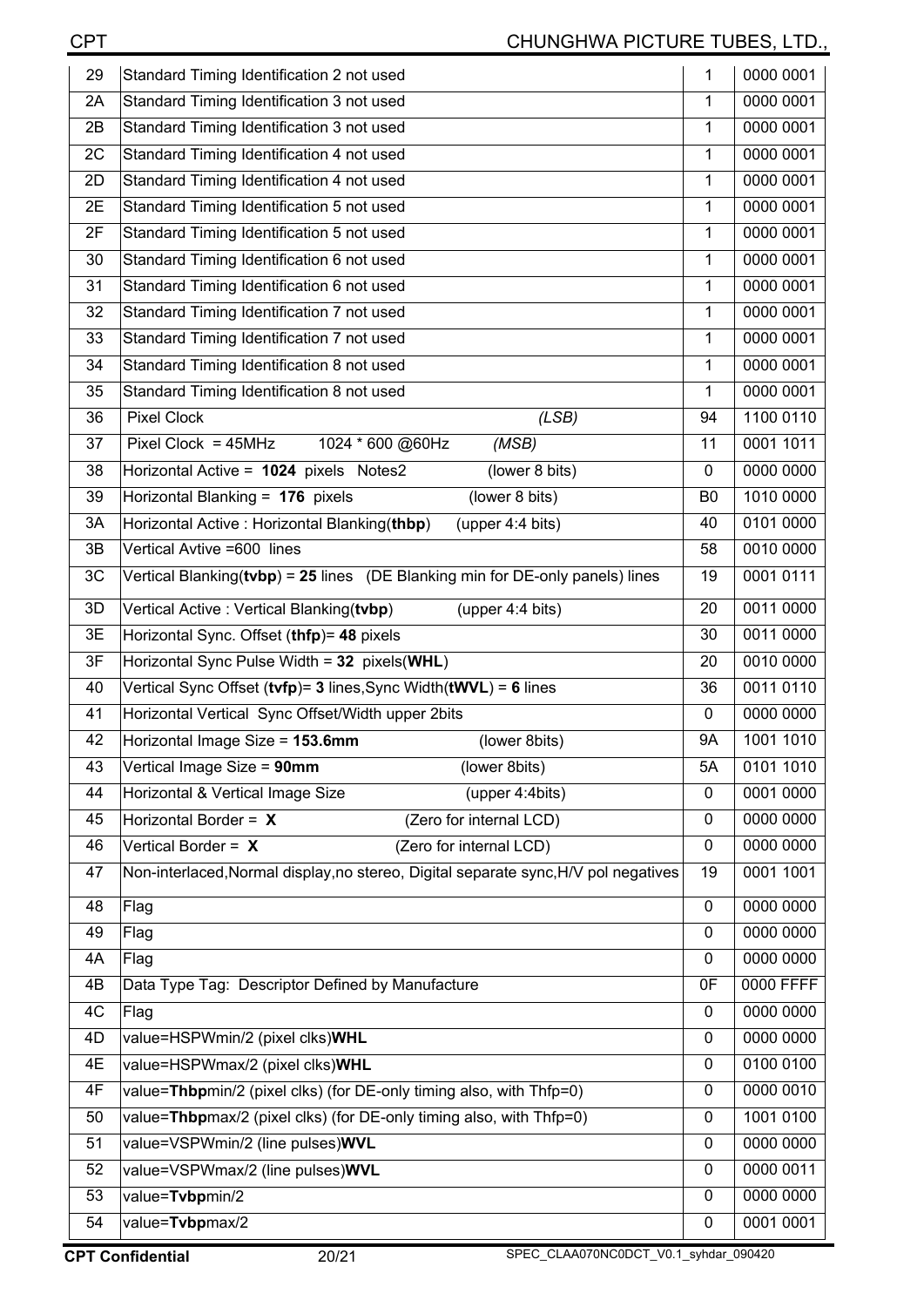| | | | |
|---|---|---|---|
| 29 | Standard Timing Identification 2 not used | 1 | 0000 0001 |
| 2A | Standard Timing Identification 3 not used | 1 | 0000 0001 |
| 2B | Standard Timing Identification 3 not used | 1 | 0000 0001 |
| 2C | Standard Timing Identification 4 not used | 1 | 0000 0001 |
| 2D | Standard Timing Identification 4 not used | 1 | 0000 0001 |
| 2E | Standard Timing Identification 5 not used | 1 | 0000 0001 |
| 2F | Standard Timing Identification 5 not used | 1 | 0000 0001 |
| 30 | Standard Timing Identification 6 not used | 1 | 0000 0001 |
| 31 | Standard Timing Identification 6 not used | 1 | 0000 0001 |
| 32 | Standard Timing Identification 7 not used | 1 | 0000 0001 |
| 33 | Standard Timing Identification 7 not used | 1 | 0000 0001 |
| 34 | Standard Timing Identification 8 not used | 1 | 0000 0001 |
| 35 | Standard Timing Identification 8 not used | 1 | 0000 0001 |
| 36 | Pixel Clock *(LSB)* | 94 | 1100 0110 |
| 37 | Pixel Clock = 45MHz 1024 * 600 @60Hz *(MSB)* | 11 | 0001 1011 |
| 38 | Horizontal Active = **1024** pixels Notes2 (lower 8 bits) | 0 | 0000 0000 |
| 39 | Horizontal Blanking = **176** pixels (lower 8 bits) | B0 | 1010 0000 |
| 3A | Horizontal Active : Horizontal Blanking(**thbp**) (upper 4:4 bits) | 40 | 0101 0000 |
| 3B | Vertical Avtive =600 lines | 58 | 0010 0000 |
| 3C | Vertical Blanking(**tvbp**) = **25** lines (DE Blanking min for DE-only panels) lines | 19 | 0001 0111 |
| 3D | Vertical Active : Vertical Blanking(**tvbp**) (upper 4:4 bits) | 20 | 0011 0000 |
| 3E | Horizontal Sync. Offset (**thfp**)= **48** pixels | 30 | 0011 0000 |
| 3F | Horizontal Sync Pulse Width = **32** pixels(**WHL**) | 20 | 0010 0000 |
| 40 | Vertical Sync Offset (**tvfp**)= **3** lines,Sync Width(**tWVL**) = **6** lines | 36 | 0011 0110 |
| 41 | Horizontal Vertical Sync Offset/Width upper 2bits | 0 | 0000 0000 |
| 42 | Horizontal Image Size = **153.6mm** (lower 8bits) | 9A | 1001 1010 |
| 43 | Vertical Image Size = **90mm** (lower 8bits) | 5A | 0101 1010 |
| 44 | Horizontal & Vertical Image Size (upper 4:4bits) | 0 | 0001 0000 |
| 45 | Horizontal Border = **X** (Zero for internal LCD) | 0 | 0000 0000 |
| 46 | Vertical Border = **X** (Zero for internal LCD) | 0 | 0000 0000 |
| 47 | Non-interlaced,Normal display,no stereo, Digital separate sync,H/V pol negatives | 19 | 0001 1001 |
| 48 | Flag | 0 | 0000 0000 |
| 49 | Flag | 0 | 0000 0000 |
| 4A | Flag | 0 | 0000 0000 |
| 4B | Data Type Tag: Descriptor Defined by Manufacture | 0F | 0000 FFFF |
| 4C | Flag | 0 | 0000 0000 |
| 4D | value=HSPWmin/2 (pixel clks)**WHL** | 0 | 0000 0000 |
| 4E | value=HSPWmax/2 (pixel clks)**WHL** | 0 | 0100 0100 |
| 4F | value=**Thbp**min/2 (pixel clks) (for DE-only timing also, with Thfp=0) | 0 | 0000 0010 |
| 50 | value=**Thbp**max/2 (pixel clks) (for DE-only timing also, with Thfp=0) | 0 | 1001 0100 |
| 51 | value=VSPWmin/2 (line pulses)**WVL** | 0 | 0000 0000 |
| 52 | value=VSPWmax/2 (line pulses)**WVL** | 0 | 0000 0011 |
| 53 | value=**Tvbp**min/2 | 0 | 0000 0000 |
| 54 | value=**Tvbp**max/2 | 0 | 0001 0001 |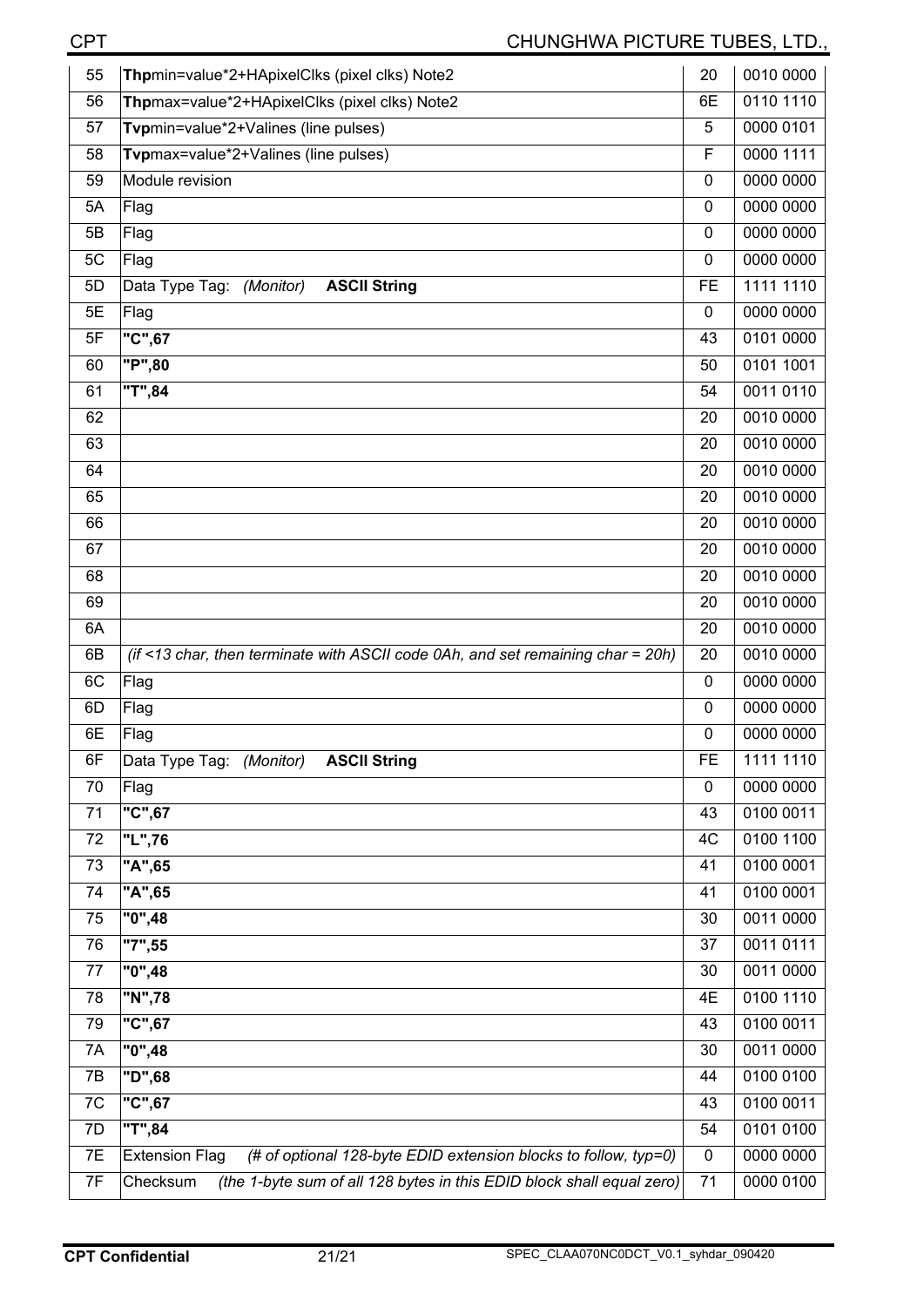| | | | |
|---|---|---|---|
| 55 | **Thp**min=value*2+HApixelClks (pixel clks) Note2 | 20 | 0010 0000 |
| 56 | **Thp**max=value*2+HApixelClks (pixel clks) Note2 | 6E | 0110 1110 |
| 57 | **Tvp**min=value*2+Valines (line pulses) | 5 | 0000 0101 |
| 58 | **Tvp**max=value*2+Valines (line pulses) | F | 0000 1111 |
| 59 | Module revision | 0 | 0000 0000 |
| 5A | Flag | 0 | 0000 0000 |
| 5B | Flag | 0 | 0000 0000 |
| 5C | Flag | 0 | 0000 0000 |
| 5D | Data Type Tag: *(Monitor)* **ASCII String** | FE | 1111 1110 |
| 5E | Flag | 0 | 0000 0000 |
| 5F | **"C",67** | 43 | 0101 0000 |
| 60 | **"P",80** | 50 | 0101 1001 |
| 61 | **"T",84** | 54 | 0011 0110 |
| 62 | | 20 | 0010 0000 |
| 63 | | 20 | 0010 0000 |
| 64 | | 20 | 0010 0000 |
| 65 | | 20 | 0010 0000 |
| 66 | | 20 | 0010 0000 |
| 67 | | 20 | 0010 0000 |
| 68 | | 20 | 0010 0000 |
| 69 | | 20 | 0010 0000 |
| 6A | | 20 | 0010 0000 |
| 6B | *(if <13 char, then terminate with ASCII code 0Ah, and set remaining char = 20h)* | 20 | 0010 0000 |
| 6C | Flag | 0 | 0000 0000 |
| 6D | Flag | 0 | 0000 0000 |
| 6E | Flag | 0 | 0000 0000 |
| 6F | Data Type Tag: *(Monitor)* **ASCII String** | FE | 1111 1110 |
| 70 | Flag | 0 | 0000 0000 |
| 71 | **"C",67** | 43 | 0100 0011 |
| 72 | **"L",76** | 4C | 0100 1100 |
| 73 | **"A",65** | 41 | 0100 0001 |
| 74 | **"A",65** | 41 | 0100 0001 |
| 75 | **"0",48** | 30 | 0011 0000 |
| 76 | **"7",55** | 37 | 0011 0111 |
| 77 | **"0",48** | 30 | 0011 0000 |
| 78 | **"N",78** | 4E | 0100 1110 |
| 79 | **"C",67** | 43 | 0100 0011 |
| 7A | **"0",48** | 30 | 0011 0000 |
| 7B | **"D",68** | 44 | 0100 0100 |
| 7C | **"C",67** | 43 | 0100 0011 |
| 7D | **"T",84** | 54 | 0101 0100 |
| 7E | Extension Flag *(# of optional 128-byte EDID extension blocks to follow, typ=0)* | 0 | 0000 0000 |
| 7F | Checksum *(the 1-byte sum of all 128 bytes in this EDID block shall equal zero)* | 71 | 0000 0100 |